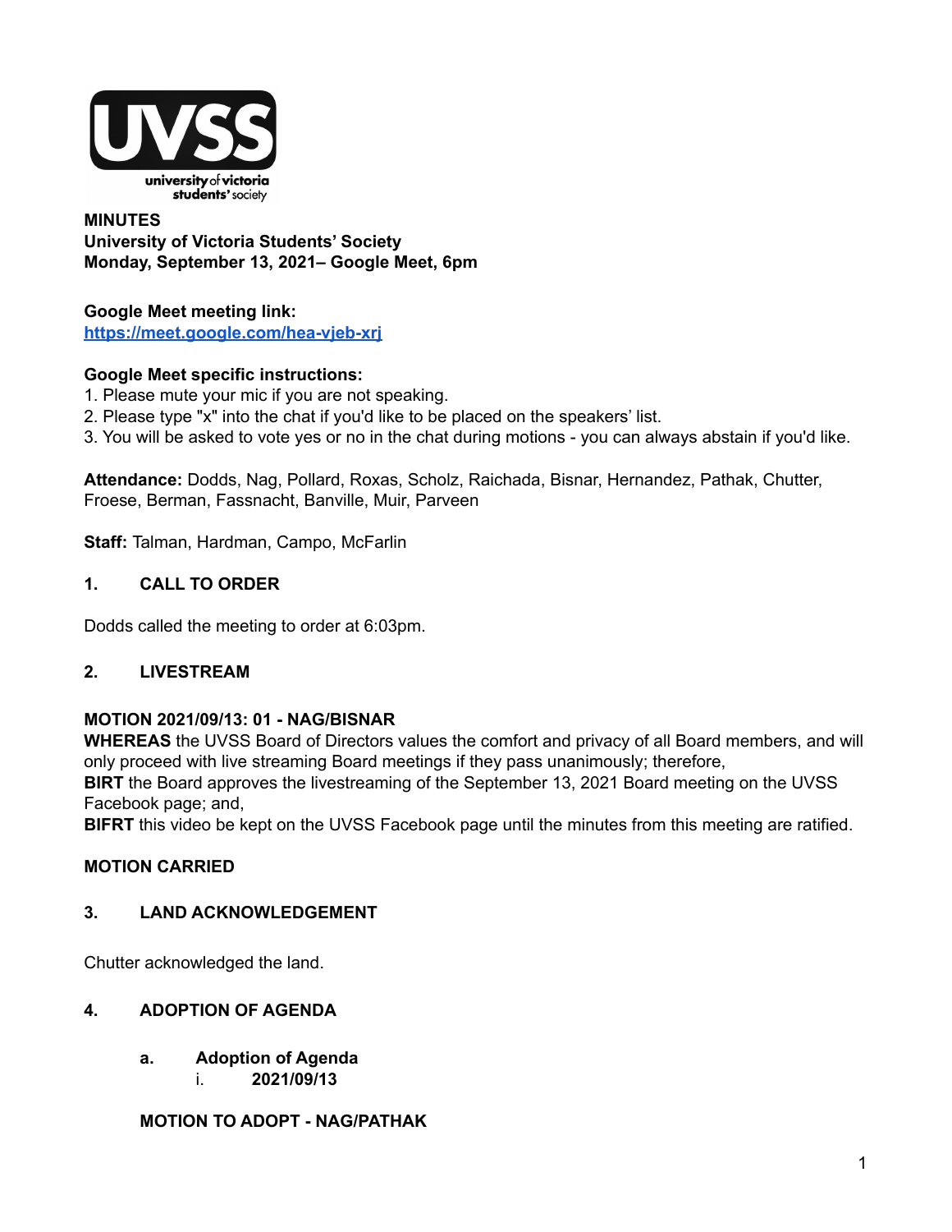**MINUTES**
**University of Victoria Students' Society**
**Monday, September 13, 2021– Google Meet, 6pm**

**Google Meet meeting link:**
[https://meet.google.com/hea-vjeb-xrj](https://meet.google.com/hea-vjeb-xrj)

**Google Meet specific instructions:**
1. Please mute your mic if you are not speaking.
2. Please type "x" into the chat if you'd like to be placed on the speakers' list.
3. You will be asked to vote yes or no in the chat during motions - you can always abstain if you'd like.

**Attendance:** Dodds, Nag, Pollard, Roxas, Scholz, Raichada, Bisnar, Hernandez, Pathak, Chutter, Froese, Berman, Fassnacht, Banville, Muir, Parveen

**Staff:** Talman, Hardman, Campo, McFarlin

## 1. CALL TO ORDER

Dodds called the meeting to order at 6:03pm.

## 2. LIVESTREAM

**MOTION 2021/09/13: 01 - NAG/BISNAR**
**WHEREAS** the UVSS Board of Directors values the comfort and privacy of all Board members, and will only proceed with live streaming Board meetings if they pass unanimously; therefore,
**BIRT** the Board approves the livestreaming of the September 13, 2021 Board meeting on the UVSS Facebook page; and,
**BIFRT** this video be kept on the UVSS Facebook page until the minutes from this meeting are ratified.

**MOTION CARRIED**

## 3. LAND ACKNOWLEDGEMENT

Chutter acknowledged the land.

## 4. ADOPTION OF AGENDA

### a. Adoption of Agenda

i. **2021/09/13**

**MOTION TO ADOPT - NAG/PATHAK**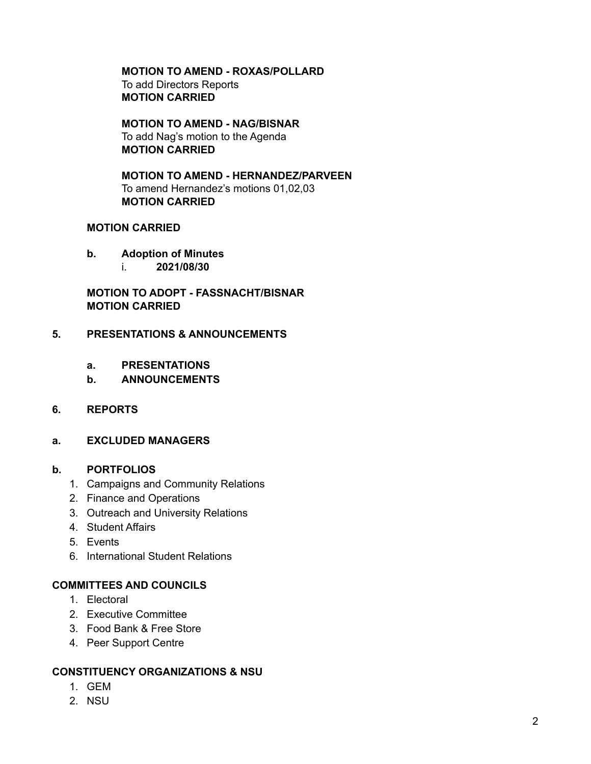**MOTION TO AMEND - ROXAS/POLLARD**
To add Directors Reports
**MOTION CARRIED**

**MOTION TO AMEND - NAG/BISNAR**
To add Nag's motion to the Agenda
**MOTION CARRIED**

**MOTION TO AMEND - HERNANDEZ/PARVEEN**
To amend Hernandez's motions 01,02,03
**MOTION CARRIED**

**MOTION CARRIED**

**b. Adoption of Minutes**

i. **2021/08/30**

**MOTION TO ADOPT - FASSNACHT/BISNAR**
**MOTION CARRIED**

## 5. PRESENTATIONS & ANNOUNCEMENTS

**a. PRESENTATIONS**

**b. ANNOUNCEMENTS**

## 6. REPORTS

### a. EXCLUDED MANAGERS

### b. PORTFOLIOS

1. Campaigns and Community Relations
2. Finance and Operations
3. Outreach and University Relations
4. Student Affairs
5. Events
6. International Student Relations

### COMMITTEES AND COUNCILS

1. Electoral
2. Executive Committee
3. Food Bank & Free Store
4. Peer Support Centre

### CONSTITUENCY ORGANIZATIONS & NSU

1. GEM
2. NSU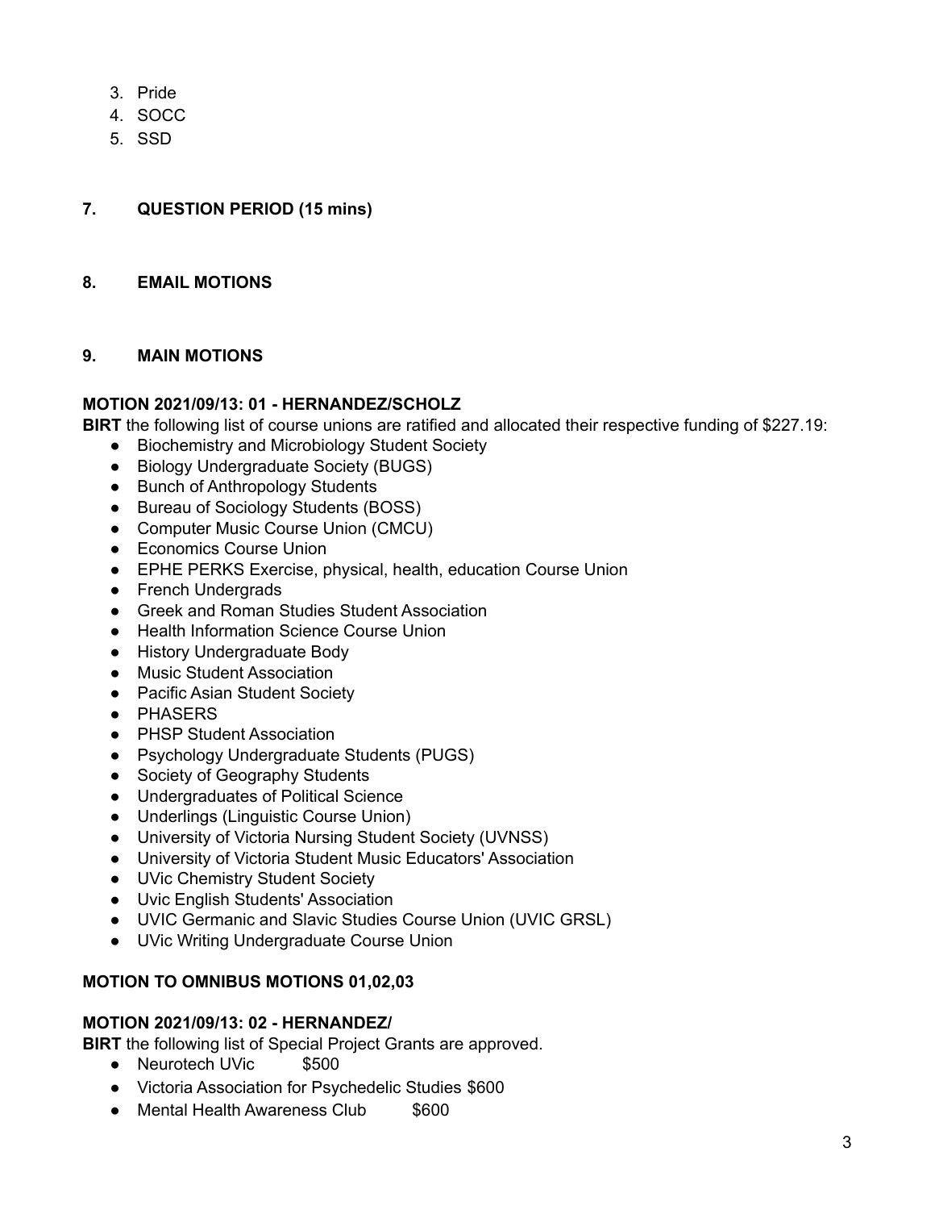3. Pride
4. SOCC
5. SSD

## 7. QUESTION PERIOD (15 mins)

## 8. EMAIL MOTIONS

## 9. MAIN MOTIONS

**MOTION 2021/09/13: 01 - HERNANDEZ/SCHOLZ**

**BIRT** the following list of course unions are ratified and allocated their respective funding of $227.19:

- Biochemistry and Microbiology Student Society
- Biology Undergraduate Society (BUGS)
- Bunch of Anthropology Students
- Bureau of Sociology Students (BOSS)
- Computer Music Course Union (CMCU)
- Economics Course Union
- EPHE PERKS Exercise, physical, health, education Course Union
- French Undergrads
- Greek and Roman Studies Student Association
- Health Information Science Course Union
- History Undergraduate Body
- Music Student Association
- Pacific Asian Student Society
- PHASERS
- PHSP Student Association
- Psychology Undergraduate Students (PUGS)
- Society of Geography Students
- Undergraduates of Political Science
- Underlings (Linguistic Course Union)
- University of Victoria Nursing Student Society (UVNSS)
- University of Victoria Student Music Educators' Association
- UVic Chemistry Student Society
- Uvic English Students' Association
- UVIC Germanic and Slavic Studies Course Union (UVIC GRSL)
- UVic Writing Undergraduate Course Union

**MOTION TO OMNIBUS MOTIONS 01,02,03**

**MOTION 2021/09/13: 02 - HERNANDEZ/**

**BIRT** the following list of Special Project Grants are approved.

- Neurotech UVic $500
- Victoria Association for Psychedelic Studies $600
- Mental Health Awareness Club $600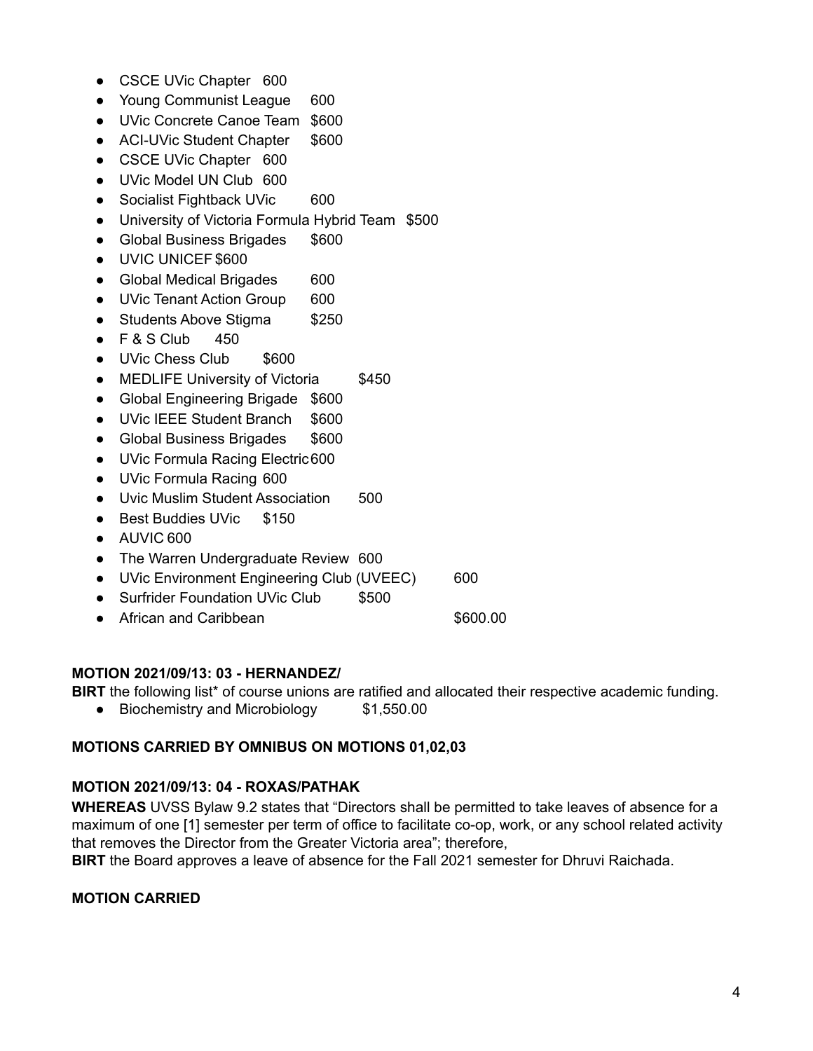- CSCE UVic Chapter 600
- Young Communist League 600
- UVic Concrete Canoe Team $600
- ACI-UVic Student Chapter $600
- CSCE UVic Chapter 600
- UVic Model UN Club 600
- Socialist Fightback UVic 600
- University of Victoria Formula Hybrid Team $500
- Global Business Brigades $600
- UVIC UNICEF $600
- Global Medical Brigades 600
- UVic Tenant Action Group 600
- Students Above Stigma $250
- F & S Club 450
- UVic Chess Club $600
- MEDLIFE University of Victoria $450
- Global Engineering Brigade $600
- UVic IEEE Student Branch $600
- Global Business Brigades $600
- UVic Formula Racing Electric 600
- UVic Formula Racing 600
- Uvic Muslim Student Association 500
- Best Buddies UVic $150
- AUVIC 600
- The Warren Undergraduate Review 600
- UVic Environment Engineering Club (UVEEC) 600
- Surfrider Foundation UVic Club $500
- African and Caribbean $600.00

**MOTION 2021/09/13: 03 - HERNANDEZ/**

**BIRT** the following list* of course unions are ratified and allocated their respective academic funding.

- Biochemistry and Microbiology $1,550.00

**MOTIONS CARRIED BY OMNIBUS ON MOTIONS 01,02,03**

**MOTION 2021/09/13: 04 - ROXAS/PATHAK**

**WHEREAS** UVSS Bylaw 9.2 states that "Directors shall be permitted to take leaves of absence for a maximum of one [1] semester per term of office to facilitate co-op, work, or any school related activity that removes the Director from the Greater Victoria area"; therefore,

**BIRT** the Board approves a leave of absence for the Fall 2021 semester for Dhruvi Raichada.

**MOTION CARRIED**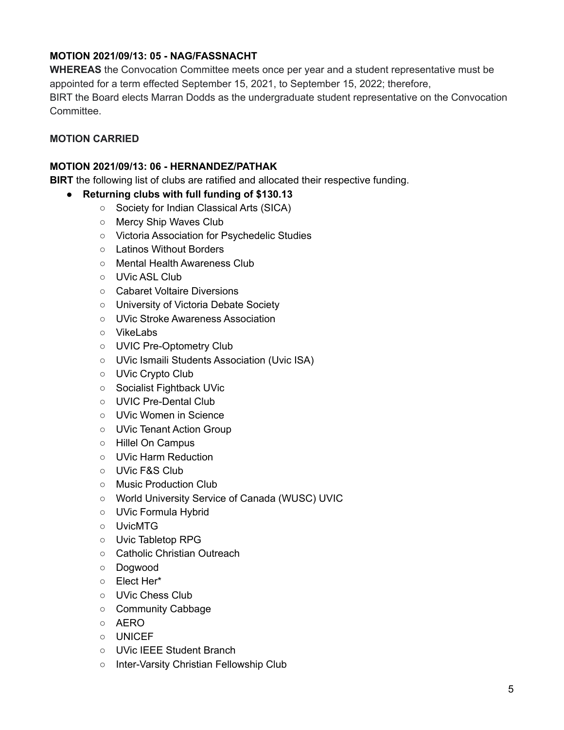**MOTION 2021/09/13: 05 - NAG/FASSNACHT**

**WHEREAS** the Convocation Committee meets once per year and a student representative must be appointed for a term effected September 15, 2021, to September 15, 2022; therefore,
BIRT the Board elects Marran Dodds as the undergraduate student representative on the Convocation Committee.

**MOTION CARRIED**

**MOTION 2021/09/13: 06 - HERNANDEZ/PATHAK**

**BIRT** the following list of clubs are ratified and allocated their respective funding.

- **Returning clubs with full funding of $130.13**
  - Society for Indian Classical Arts (SICA)
  - Mercy Ship Waves Club
  - Victoria Association for Psychedelic Studies
  - Latinos Without Borders
  - Mental Health Awareness Club
  - UVic ASL Club
  - Cabaret Voltaire Diversions
  - University of Victoria Debate Society
  - UVic Stroke Awareness Association
  - VikeLabs
  - UVIC Pre-Optometry Club
  - UVic Ismaili Students Association (Uvic ISA)
  - UVic Crypto Club
  - Socialist Fightback UVic
  - UVIC Pre-Dental Club
  - UVic Women in Science
  - UVic Tenant Action Group
  - Hillel On Campus
  - UVic Harm Reduction
  - UVic F&S Club
  - Music Production Club
  - World University Service of Canada (WUSC) UVIC
  - UVic Formula Hybrid
  - UvicMTG
  - Uvic Tabletop RPG
  - Catholic Christian Outreach
  - Dogwood
  - Elect Her*
  - UVic Chess Club
  - Community Cabbage
  - AERO
  - UNICEF
  - UVic IEEE Student Branch
  - Inter-Varsity Christian Fellowship Club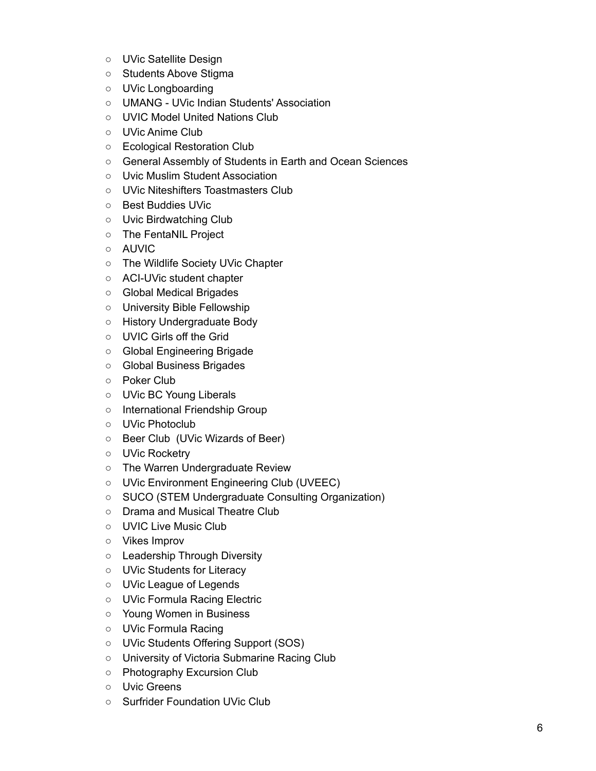- UVic Satellite Design
- Students Above Stigma
- UVic Longboarding
- UMANG - UVic Indian Students' Association
- UVIC Model United Nations Club
- UVic Anime Club
- Ecological Restoration Club
- General Assembly of Students in Earth and Ocean Sciences
- Uvic Muslim Student Association
- UVic Niteshifters Toastmasters Club
- Best Buddies UVic
- Uvic Birdwatching Club
- The FentaNIL Project
- AUVIC
- The Wildlife Society UVic Chapter
- ACI-UVic student chapter
- Global Medical Brigades
- University Bible Fellowship
- History Undergraduate Body
- UVIC Girls off the Grid
- Global Engineering Brigade
- Global Business Brigades
- Poker Club
- UVic BC Young Liberals
- International Friendship Group
- UVic Photoclub
- Beer Club (UVic Wizards of Beer)
- UVic Rocketry
- The Warren Undergraduate Review
- UVic Environment Engineering Club (UVEEC)
- SUCO (STEM Undergraduate Consulting Organization)
- Drama and Musical Theatre Club
- UVIC Live Music Club
- Vikes Improv
- Leadership Through Diversity
- UVic Students for Literacy
- UVic League of Legends
- UVic Formula Racing Electric
- Young Women in Business
- UVic Formula Racing
- UVic Students Offering Support (SOS)
- University of Victoria Submarine Racing Club
- Photography Excursion Club
- Uvic Greens
- Surfrider Foundation UVic Club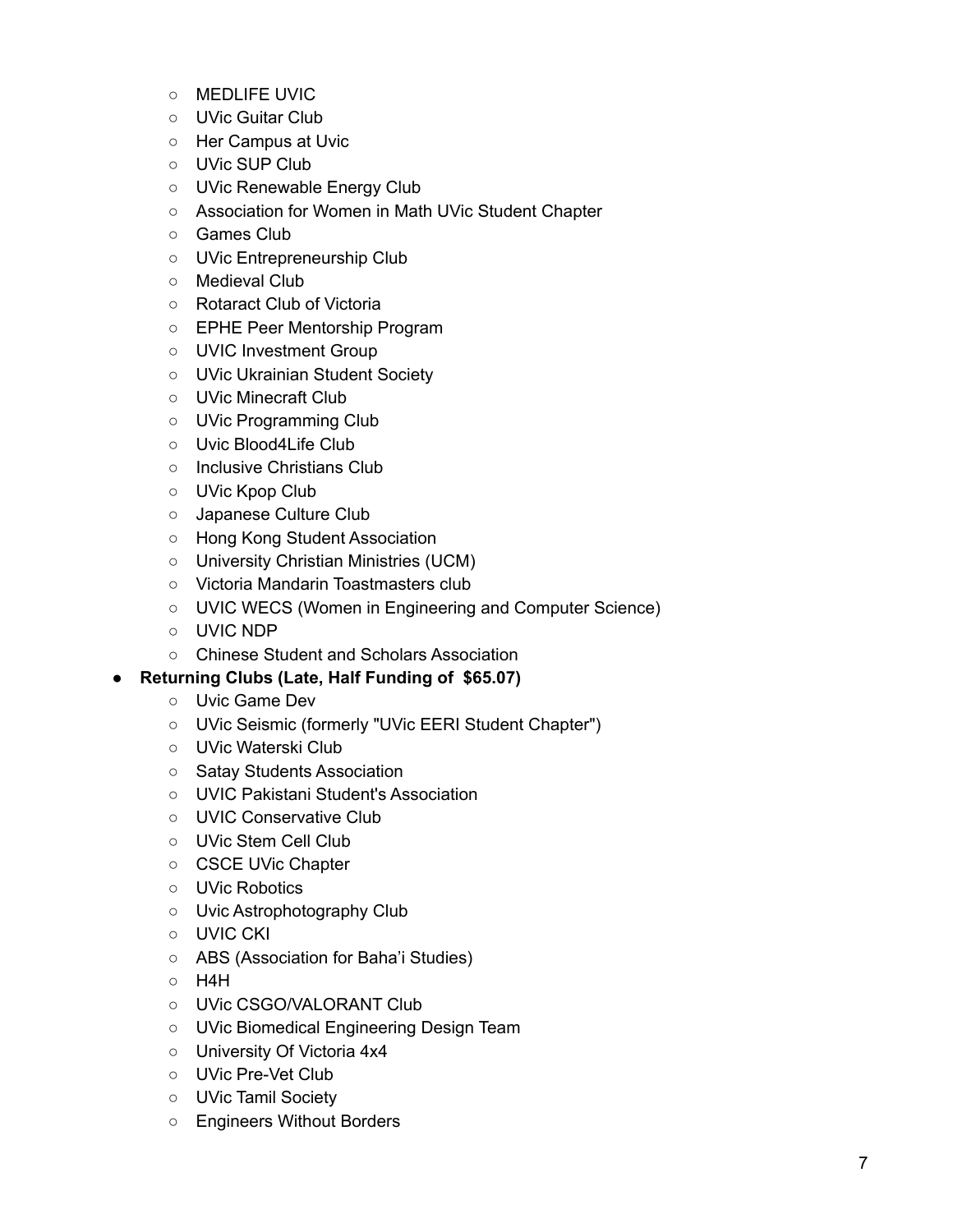- MEDLIFE UVIC
  - UVic Guitar Club
  - Her Campus at Uvic
  - UVic SUP Club
  - UVic Renewable Energy Club
  - Association for Women in Math UVic Student Chapter
  - Games Club
  - UVic Entrepreneurship Club
  - Medieval Club
  - Rotaract Club of Victoria
  - EPHE Peer Mentorship Program
  - UVIC Investment Group
  - UVic Ukrainian Student Society
  - UVic Minecraft Club
  - UVic Programming Club
  - Uvic Blood4Life Club
  - Inclusive Christians Club
  - UVic Kpop Club
  - Japanese Culture Club
  - Hong Kong Student Association
  - University Christian Ministries (UCM)
  - Victoria Mandarin Toastmasters club
  - UVIC WECS (Women in Engineering and Computer Science)
  - UVIC NDP
  - Chinese Student and Scholars Association
- **Returning Clubs (Late, Half Funding of $65.07)**
  - Uvic Game Dev
  - UVic Seismic (formerly "UVic EERI Student Chapter")
  - UVic Waterski Club
  - Satay Students Association
  - UVIC Pakistani Student's Association
  - UVIC Conservative Club
  - UVic Stem Cell Club
  - CSCE UVic Chapter
  - UVic Robotics
  - Uvic Astrophotography Club
  - UVIC CKI
  - ABS (Association for Baha'i Studies)
  - H4H
  - UVic CSGO/VALORANT Club
  - UVic Biomedical Engineering Design Team
  - University Of Victoria 4x4
  - UVic Pre-Vet Club
  - UVic Tamil Society
  - Engineers Without Borders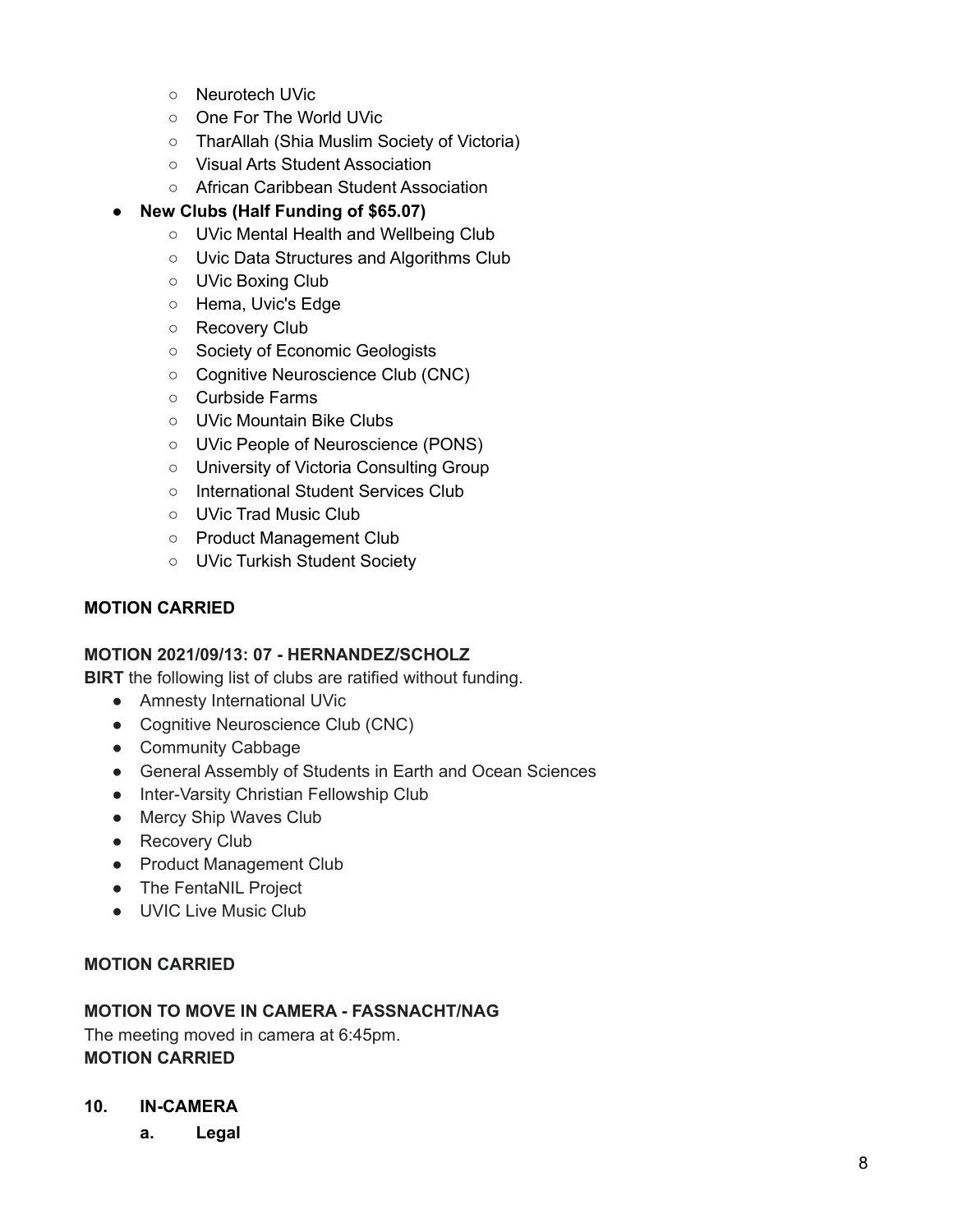- Neurotech UVic
  - One For The World UVic
  - TharAllah (Shia Muslim Society of Victoria)
  - Visual Arts Student Association
  - African Caribbean Student Association
- **New Clubs (Half Funding of $65.07)**
  - UVic Mental Health and Wellbeing Club
  - Uvic Data Structures and Algorithms Club
  - UVic Boxing Club
  - Hema, Uvic's Edge
  - Recovery Club
  - Society of Economic Geologists
  - Cognitive Neuroscience Club (CNC)
  - Curbside Farms
  - UVic Mountain Bike Clubs
  - UVic People of Neuroscience (PONS)
  - University of Victoria Consulting Group
  - International Student Services Club
  - UVic Trad Music Club
  - Product Management Club
  - UVic Turkish Student Society

**MOTION CARRIED**

**MOTION 2021/09/13: 07 - HERNANDEZ/SCHOLZ**
**BIRT** the following list of clubs are ratified without funding.

- Amnesty International UVic
- Cognitive Neuroscience Club (CNC)
- Community Cabbage
- General Assembly of Students in Earth and Ocean Sciences
- Inter-Varsity Christian Fellowship Club
- Mercy Ship Waves Club
- Recovery Club
- Product Management Club
- The FentaNIL Project
- UVIC Live Music Club

**MOTION CARRIED**

**MOTION TO MOVE IN CAMERA - FASSNACHT/NAG**
The meeting moved in camera at 6:45pm.
**MOTION CARRIED**

## 10. IN-CAMERA

### a. Legal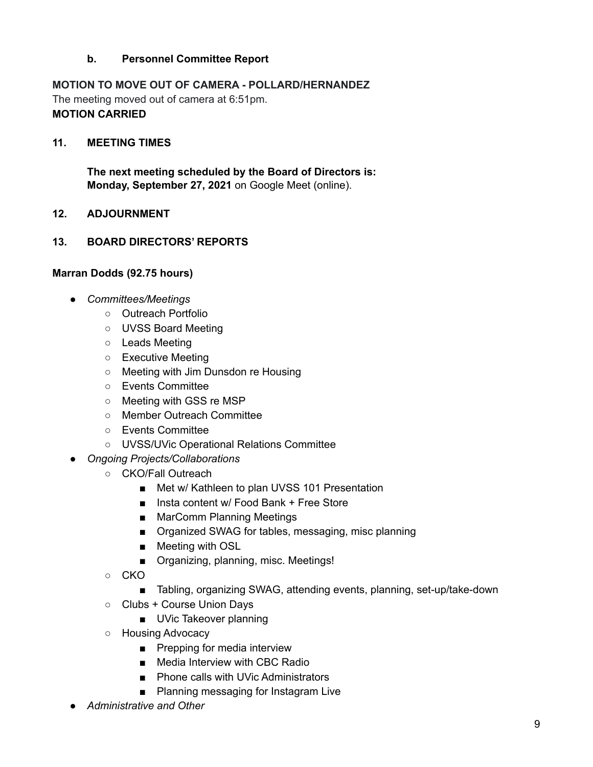**b. Personnel Committee Report**

**MOTION TO MOVE OUT OF CAMERA - POLLARD/HERNANDEZ**
The meeting moved out of camera at 6:51pm.
**MOTION CARRIED**

## 11. MEETING TIMES

**The next meeting scheduled by the Board of Directors is:**
**Monday, September 27, 2021** on Google Meet (online).

## 12. ADJOURNMENT

## 13. BOARD DIRECTORS' REPORTS

**Marran Dodds (92.75 hours)**

- *Committees/Meetings*
  - Outreach Portfolio
  - UVSS Board Meeting
  - Leads Meeting
  - Executive Meeting
  - Meeting with Jim Dunsdon re Housing
  - Events Committee
  - Meeting with GSS re MSP
  - Member Outreach Committee
  - Events Committee
  - UVSS/UVic Operational Relations Committee
- *Ongoing Projects/Collaborations*
  - CKO/Fall Outreach
    - Met w/ Kathleen to plan UVSS 101 Presentation
    - Insta content w/ Food Bank + Free Store
    - MarComm Planning Meetings
    - Organized SWAG for tables, messaging, misc planning
    - Meeting with OSL
    - Organizing, planning, misc. Meetings!
  - CKO
    - Tabling, organizing SWAG, attending events, planning, set-up/take-down
  - Clubs + Course Union Days
    - UVic Takeover planning
  - Housing Advocacy
    - Prepping for media interview
    - Media Interview with CBC Radio
    - Phone calls with UVic Administrators
    - Planning messaging for Instagram Live
- *Administrative and Other*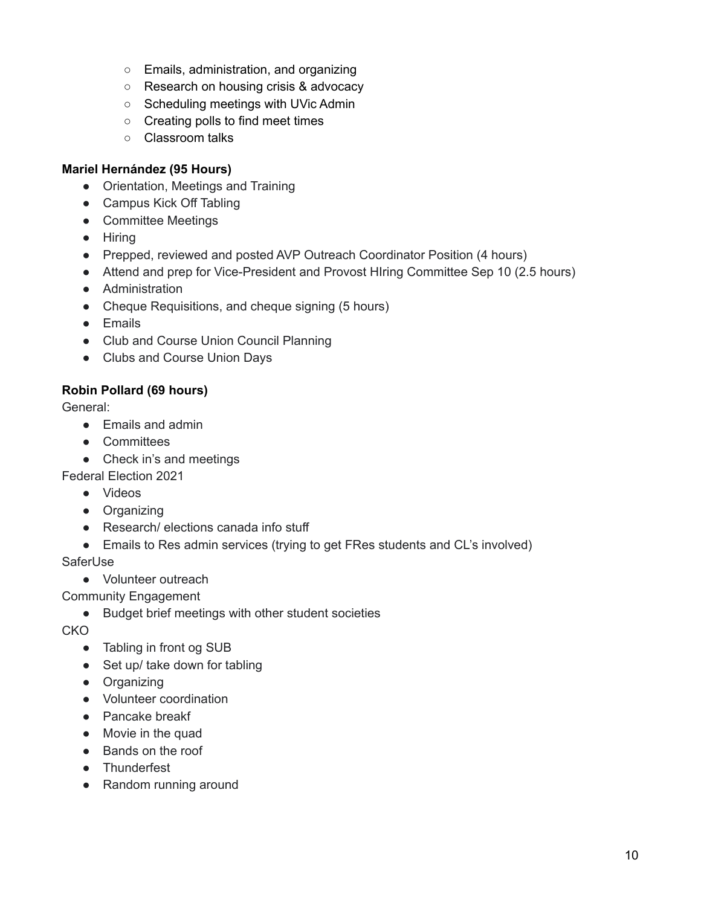- Emails, administration, and organizing
    - Research on housing crisis & advocacy
    - Scheduling meetings with UVic Admin
    - Creating polls to find meet times
    - Classroom talks

**Mariel Hernández (95 Hours)**

- Orientation, Meetings and Training
- Campus Kick Off Tabling
- Committee Meetings
- Hiring
- Prepped, reviewed and posted AVP Outreach Coordinator Position (4 hours)
- Attend and prep for Vice-President and Provost HIring Committee Sep 10 (2.5 hours)
- Administration
- Cheque Requisitions, and cheque signing (5 hours)
- Emails
- Club and Course Union Council Planning
- Clubs and Course Union Days

**Robin Pollard (69 hours)**

General:

- Emails and admin
- Committees
- Check in's and meetings

Federal Election 2021

- Videos
- Organizing
- Research/ elections canada info stuff
- Emails to Res admin services (trying to get FRes students and CL's involved)

SaferUse

- Volunteer outreach

Community Engagement

- Budget brief meetings with other student societies

CKO

- Tabling in front og SUB
- Set up/ take down for tabling
- Organizing
- Volunteer coordination
- Pancake breakf
- Movie in the quad
- Bands on the roof
- Thunderfest
- Random running around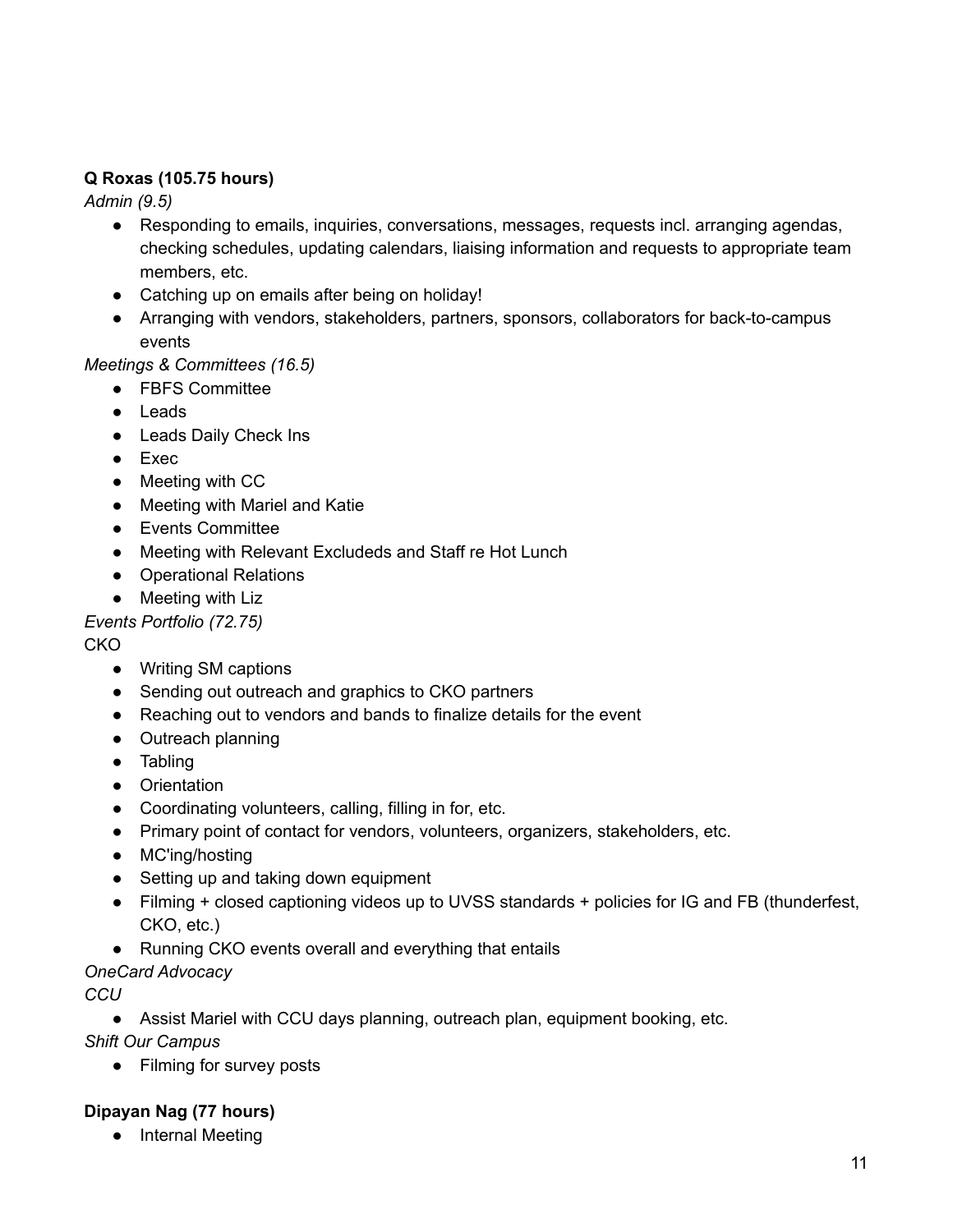**Q Roxas (105.75 hours)**

*Admin (9.5)*

- Responding to emails, inquiries, conversations, messages, requests incl. arranging agendas, checking schedules, updating calendars, liaising information and requests to appropriate team members, etc.
- Catching up on emails after being on holiday!
- Arranging with vendors, stakeholders, partners, sponsors, collaborators for back-to-campus events

*Meetings & Committees (16.5)*

- FBFS Committee
- Leads
- Leads Daily Check Ins
- Exec
- Meeting with CC
- Meeting with Mariel and Katie
- Events Committee
- Meeting with Relevant Excludeds and Staff re Hot Lunch
- Operational Relations
- Meeting with Liz

*Events Portfolio (72.75)*

CKO

- Writing SM captions
- Sending out outreach and graphics to CKO partners
- Reaching out to vendors and bands to finalize details for the event
- Outreach planning
- Tabling
- Orientation
- Coordinating volunteers, calling, filling in for, etc.
- Primary point of contact for vendors, volunteers, organizers, stakeholders, etc.
- MC'ing/hosting
- Setting up and taking down equipment
- Filming + closed captioning videos up to UVSS standards + policies for IG and FB (thunderfest, CKO, etc.)
- Running CKO events overall and everything that entails

*OneCard Advocacy*

*CCU*

- Assist Mariel with CCU days planning, outreach plan, equipment booking, etc.

*Shift Our Campus*

- Filming for survey posts

**Dipayan Nag (77 hours)**

- Internal Meeting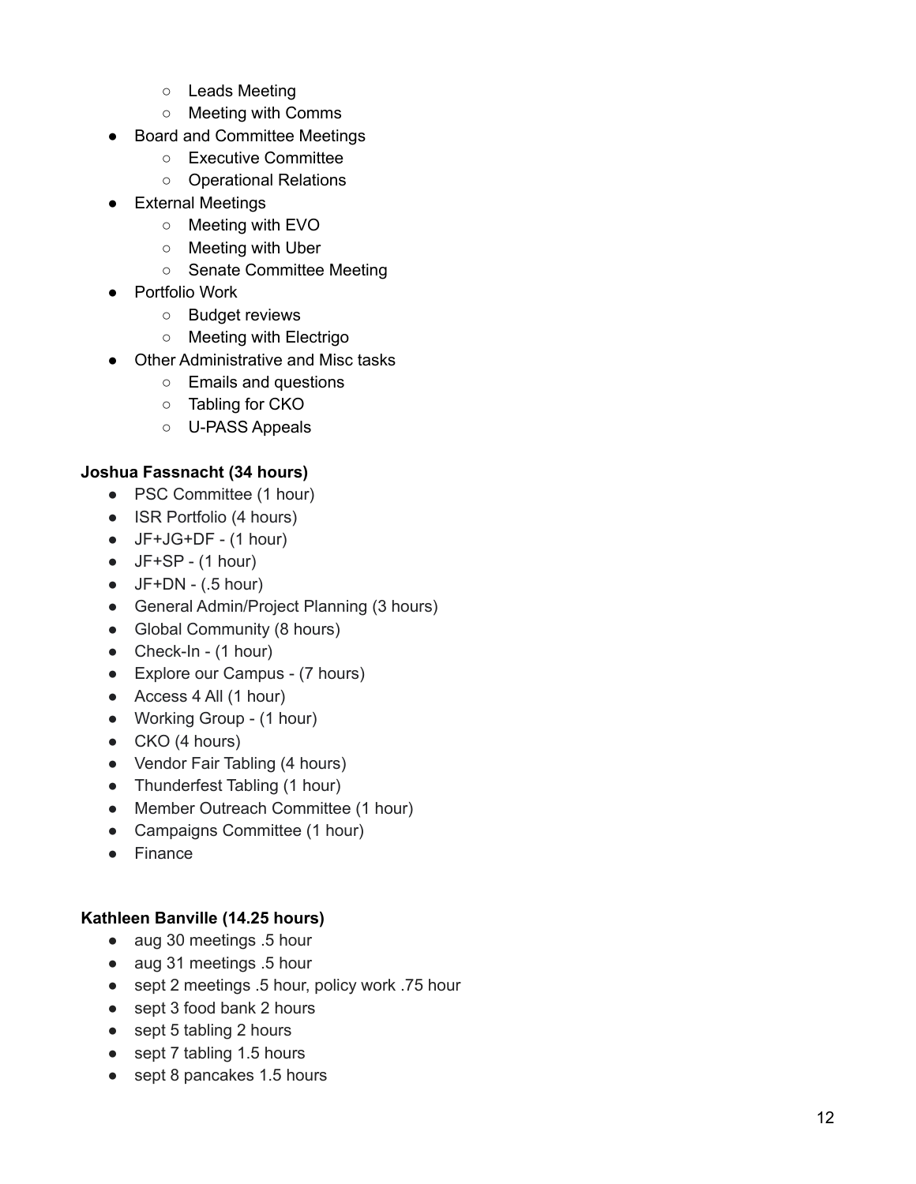- Leads Meeting
    - Meeting with Comms
- Board and Committee Meetings
    - Executive Committee
    - Operational Relations
- External Meetings
    - Meeting with EVO
    - Meeting with Uber
    - Senate Committee Meeting
- Portfolio Work
    - Budget reviews
    - Meeting with Electrigo
- Other Administrative and Misc tasks
    - Emails and questions
    - Tabling for CKO
    - U-PASS Appeals

**Joshua Fassnacht (34 hours)**

- PSC Committee (1 hour)
- ISR Portfolio (4 hours)
- JF+JG+DF - (1 hour)
- JF+SP - (1 hour)
- JF+DN - (.5 hour)
- General Admin/Project Planning (3 hours)
- Global Community (8 hours)
- Check-In - (1 hour)
- Explore our Campus - (7 hours)
- Access 4 All (1 hour)
- Working Group - (1 hour)
- CKO (4 hours)
- Vendor Fair Tabling (4 hours)
- Thunderfest Tabling (1 hour)
- Member Outreach Committee (1 hour)
- Campaigns Committee (1 hour)
- Finance

**Kathleen Banville (14.25 hours)**

- aug 30 meetings .5 hour
- aug 31 meetings .5 hour
- sept 2 meetings .5 hour, policy work .75 hour
- sept 3 food bank 2 hours
- sept 5 tabling 2 hours
- sept 7 tabling 1.5 hours
- sept 8 pancakes 1.5 hours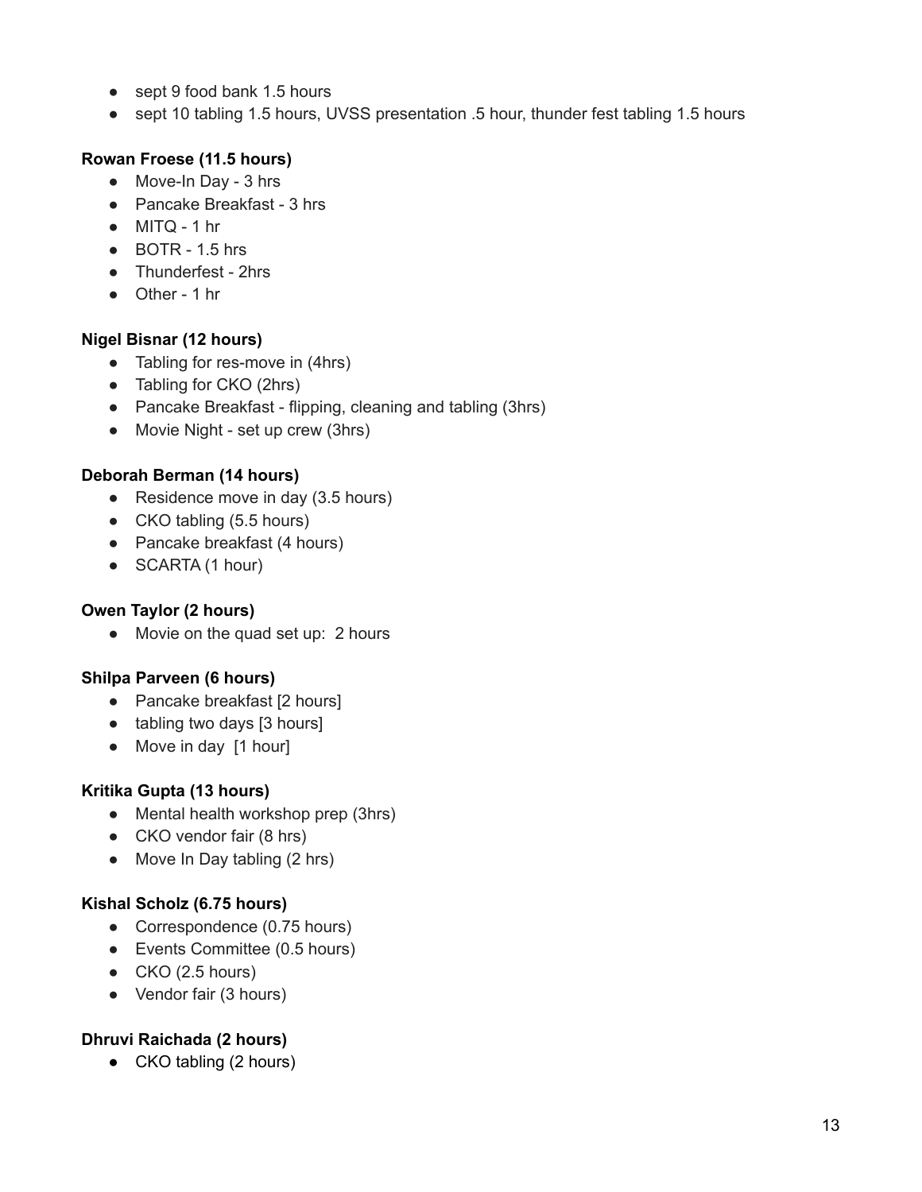- sept 9 food bank 1.5 hours
- sept 10 tabling 1.5 hours, UVSS presentation .5 hour, thunder fest tabling 1.5 hours

**Rowan Froese (11.5 hours)**

- Move-In Day - 3 hrs
- Pancake Breakfast - 3 hrs
- MITQ - 1 hr
- BOTR - 1.5 hrs
- Thunderfest - 2hrs
- Other - 1 hr

**Nigel Bisnar (12 hours)**

- Tabling for res-move in (4hrs)
- Tabling for CKO (2hrs)
- Pancake Breakfast - flipping, cleaning and tabling (3hrs)
- Movie Night - set up crew (3hrs)

**Deborah Berman (14 hours)**

- Residence move in day (3.5 hours)
- CKO tabling (5.5 hours)
- Pancake breakfast (4 hours)
- SCARTA (1 hour)

**Owen Taylor (2 hours)**

- Movie on the quad set up: 2 hours

**Shilpa Parveen (6 hours)**

- Pancake breakfast [2 hours]
- tabling two days [3 hours]
- Move in day [1 hour]

**Kritika Gupta (13 hours)**

- Mental health workshop prep (3hrs)
- CKO vendor fair (8 hrs)
- Move In Day tabling (2 hrs)

**Kishal Scholz (6.75 hours)**

- Correspondence (0.75 hours)
- Events Committee (0.5 hours)
- CKO (2.5 hours)
- Vendor fair (3 hours)

**Dhruvi Raichada (2 hours)**

- CKO tabling (2 hours)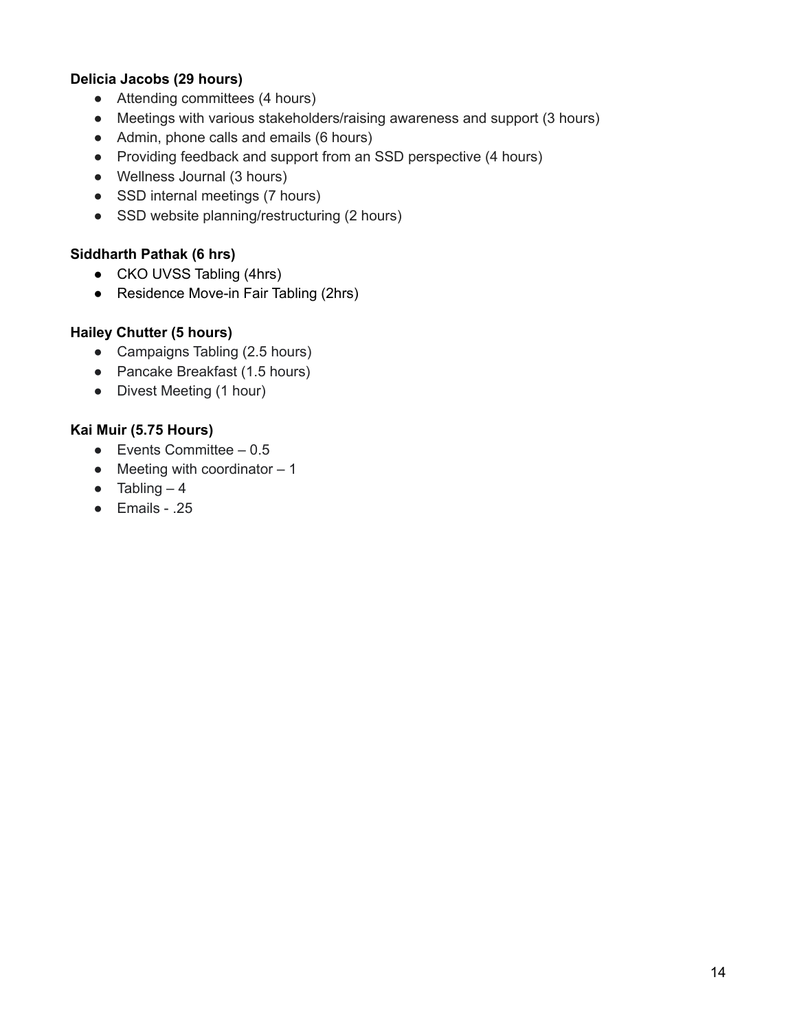**Delicia Jacobs (29 hours)**

- Attending committees (4 hours)
- Meetings with various stakeholders/raising awareness and support (3 hours)
- Admin, phone calls and emails (6 hours)
- Providing feedback and support from an SSD perspective (4 hours)
- Wellness Journal (3 hours)
- SSD internal meetings (7 hours)
- SSD website planning/restructuring (2 hours)

**Siddharth Pathak (6 hrs)**

- CKO UVSS Tabling (4hrs)
- Residence Move-in Fair Tabling (2hrs)

**Hailey Chutter (5 hours)**

- Campaigns Tabling (2.5 hours)
- Pancake Breakfast (1.5 hours)
- Divest Meeting (1 hour)

**Kai Muir (5.75 Hours)**

- Events Committee – 0.5
- Meeting with coordinator – 1
- Tabling – 4
- Emails - .25